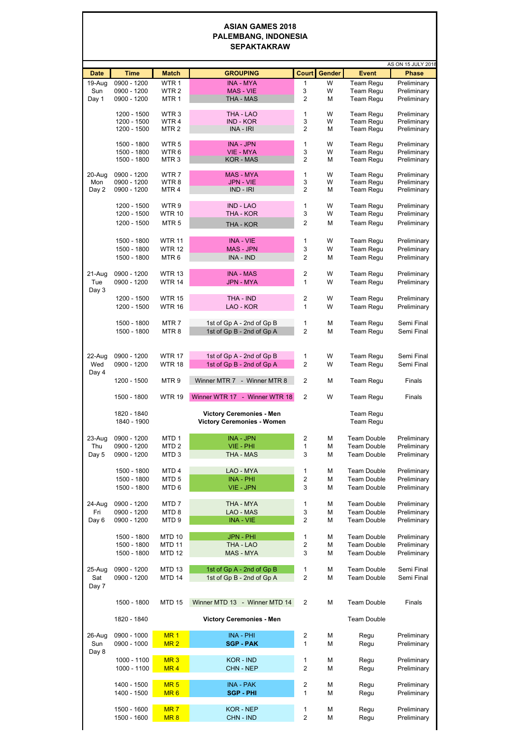# ASIAN GAMES 2018
## PALEMBANG, INDONESIA
## SEPAKTAKRAW

AS ON 15 JULY 2018

| Date | Time | Match | GROUPING | Court | Gender | Event | Phase |
|---|---|---|---|---|---|---|---|
| 19-Aug | 0900 - 1200 | WTR 1 | INA - MYA | 1 | W | Team Regu | Preliminary |
| Sun | 0900 - 1200 | WTR 2 | MAS - VIE | 3 | W | Team Regu | Preliminary |
| Day 1 | 0900 - 1200 | MTR 1 | THA - MAS | 2 | M | Team Regu | Preliminary |
| | 1200 - 1500 | WTR 3 | THA - LAO | 1 | W | Team Regu | Preliminary |
| | 1200 - 1500 | WTR 4 | IND - KOR | 3 | W | Team Regu | Preliminary |
| | 1200 - 1500 | MTR 2 | INA - IRI | 2 | M | Team Regu | Preliminary |
| | 1500 - 1800 | WTR 5 | INA - JPN | 1 | W | Team Regu | Preliminary |
| | 1500 - 1800 | WTR 6 | VIE - MYA | 3 | W | Team Regu | Preliminary |
| | 1500 - 1800 | MTR 3 | KOR - MAS | 2 | M | Team Regu | Preliminary |
| 20-Aug | 0900 - 1200 | WTR 7 | MAS - MYA | 1 | W | Team Regu | Preliminary |
| Mon | 0900 - 1200 | WTR 8 | JPN - VIE | 3 | W | Team Regu | Preliminary |
| Day 2 | 0900 - 1200 | MTR 4 | IND - IRI | 2 | M | Team Regu | Preliminary |
| | 1200 - 1500 | WTR 9 | IND - LAO | 1 | W | Team Regu | Preliminary |
| | 1200 - 1500 | WTR 10 | THA - KOR | 3 | W | Team Regu | Preliminary |
| | 1200 - 1500 | MTR 5 | THA - KOR | 2 | M | Team Regu | Preliminary |
| | 1500 - 1800 | WTR 11 | INA - VIE | 1 | W | Team Regu | Preliminary |
| | 1500 - 1800 | WTR 12 | MAS - JPN | 3 | W | Team Regu | Preliminary |
| | 1500 - 1800 | MTR 6 | INA - IND | 2 | M | Team Regu | Preliminary |
| 21-Aug | 0900 - 1200 | WTR 13 | INA - MAS | 2 | W | Team Regu | Preliminary |
| Tue | 0900 - 1200 | WTR 14 | JPN - MYA | 1 | W | Team Regu | Preliminary |
| Day 3 | | | | | | | |
| | 1200 - 1500 | WTR 15 | THA - IND | 2 | W | Team Regu | Preliminary |
| | 1200 - 1500 | WTR 16 | LAO - KOR | 1 | W | Team Regu | Preliminary |
| | 1500 - 1800 | MTR 7 | 1st of Gp A - 2nd of Gp B | 1 | M | Team Regu | Semi Final |
| | 1500 - 1800 | MTR 8 | 1st of Gp B - 2nd of Gp A | 2 | M | Team Regu | Semi Final |
| 22-Aug | 0900 - 1200 | WTR 17 | 1st of Gp A - 2nd of Gp B | 1 | W | Team Regu | Semi Final |
| Wed | 0900 - 1200 | WTR 18 | 1st of Gp B - 2nd of Gp A | 2 | W | Team Regu | Semi Final |
| Day 4 | | | | | | | |
| | 1200 - 1500 | MTR 9 | Winner MTR 7 - Winner MTR 8 | 2 | M | Team Regu | Finals |
| | 1500 - 1800 | WTR 19 | Winner WTR 17 - Winner WTR 18 | 2 | W | Team Regu | Finals |
| | 1820 - 1840 | | **Victory Ceremonies - Men** | | | Team Regu | |
| | 1840 - 1900 | | **Victory Ceremonies - Women** | | | Team Regu | |
| 23-Aug | 0900 - 1200 | MTD 1 | INA - JPN | 2 | M | Team Double | Preliminary |
| Thu | 0900 - 1200 | MTD 2 | VIE - PHI | 1 | M | Team Double | Preliminary |
| Day 5 | 0900 - 1200 | MTD 3 | THA - MAS | 3 | M | Team Double | Preliminary |
| | 1500 - 1800 | MTD 4 | LAO - MYA | 1 | M | Team Double | Preliminary |
| | 1500 - 1800 | MTD 5 | INA - PHI | 2 | M | Team Double | Preliminary |
| | 1500 - 1800 | MTD 6 | VIE - JPN | 3 | M | Team Double | Preliminary |
| 24-Aug | 0900 - 1200 | MTD 7 | THA - MYA | 1 | M | Team Double | Preliminary |
| Fri | 0900 - 1200 | MTD 8 | LAO - MAS | 3 | M | Team Double | Preliminary |
| Day 6 | 0900 - 1200 | MTD 9 | INA - VIE | 2 | M | Team Double | Preliminary |
| | 1500 - 1800 | MTD 10 | JPN - PHI | 1 | M | Team Double | Preliminary |
| | 1500 - 1800 | MTD 11 | THA - LAO | 2 | M | Team Double | Preliminary |
| | 1500 - 1800 | MTD 12 | MAS - MYA | 3 | M | Team Double | Preliminary |
| 25-Aug | 0900 - 1200 | MTD 13 | 1st of Gp A - 2nd of Gp B | 1 | M | Team Double | Semi Final |
| Sat | 0900 - 1200 | MTD 14 | 1st of Gp B - 2nd of Gp A | 2 | M | Team Double | Semi Final |
| Day 7 | | | | | | | |
| | 1500 - 1800 | MTD 15 | Winner MTD 13 - Winner MTD 14 | 2 | M | Team Double | Finals |
| | 1820 - 1840 | | **Victory Ceremonies - Men** | | | Team Double | |
| 26-Aug | 0900 - 1000 | MR 1 | INA - PHI | 2 | M | Regu | Preliminary |
| Sun | 0900 - 1000 | MR 2 | **SGP - PAK** | 1 | M | Regu | Preliminary |
| Day 8 | | | | | | | |
| | 1000 - 1100 | MR 3 | KOR - IND | 1 | M | Regu | Preliminary |
| | 1000 - 1100 | MR 4 | CHN - NEP | 2 | M | Regu | Preliminary |
| | 1400 - 1500 | MR 5 | INA - PAK | 2 | M | Regu | Preliminary |
| | 1400 - 1500 | MR 6 | **SGP - PHI** | 1 | M | Regu | Preliminary |
| | 1500 - 1600 | MR 7 | KOR - NEP | 1 | M | Regu | Preliminary |
| | 1500 - 1600 | MR 8 | CHN - IND | 2 | M | Regu | Preliminary |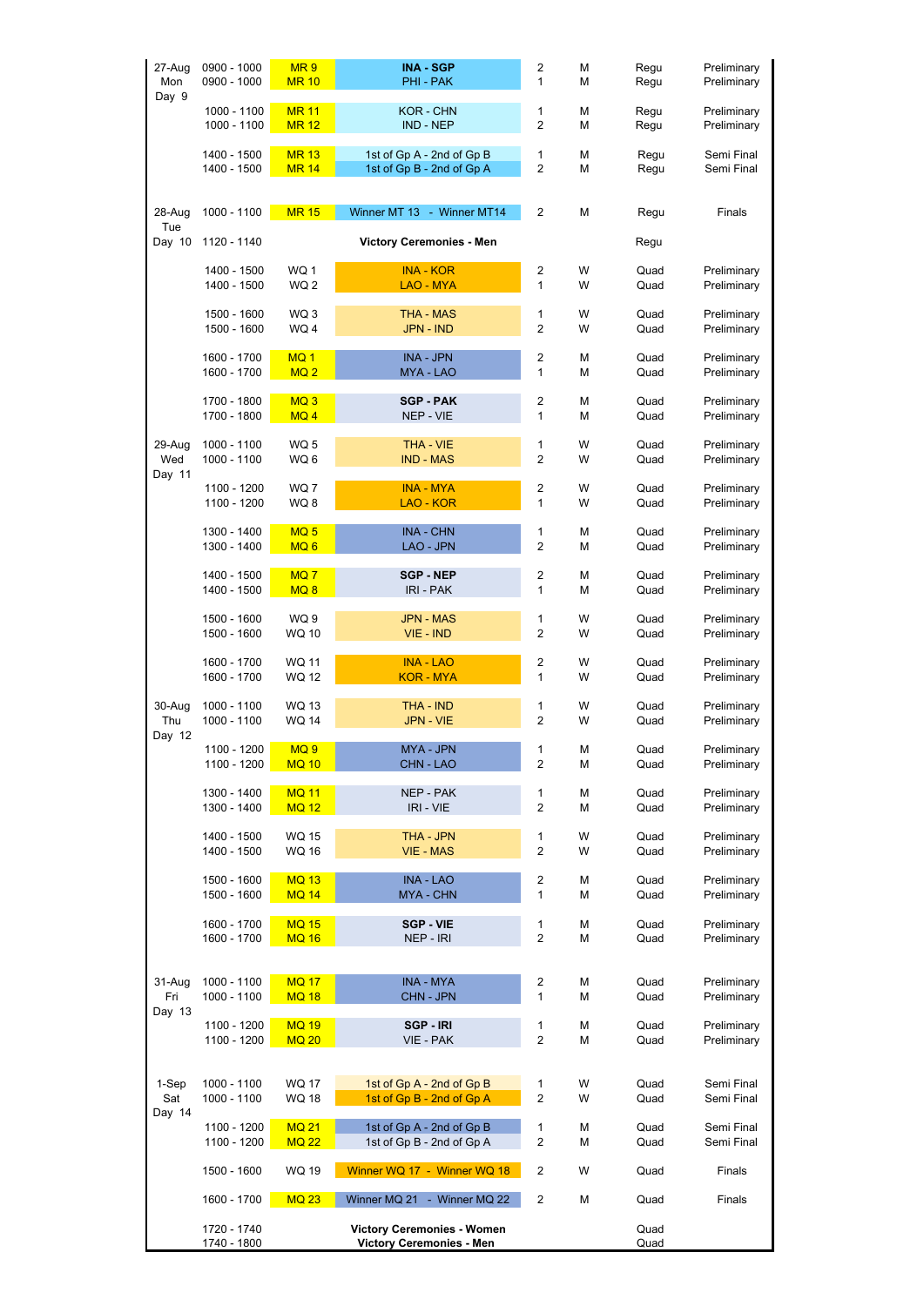| Date | Time | Match | Teams | Court | Gender | Event | Stage |
|---|---|---|---|---|---|---|---|
| 27-Aug Mon Day 9 | 0900 - 1000 | MR 9 | **INA - SGP** | 2 | M | Regu | Preliminary |
| | 0900 - 1000 | MR 10 | PHI - PAK | 1 | M | Regu | Preliminary |
| | 1000 - 1100 | MR 11 | KOR - CHN | 1 | M | Regu | Preliminary |
| | 1000 - 1100 | MR 12 | IND - NEP | 2 | M | Regu | Preliminary |
| | 1400 - 1500 | MR 13 | 1st of Gp A - 2nd of Gp B | 1 | M | Regu | Semi Final |
| | 1400 - 1500 | MR 14 | 1st of Gp B - 2nd of Gp A | 2 | M | Regu | Semi Final |
| 28-Aug Tue Day 10 | 1000 - 1100 | MR 15 | Winner MT 13 - Winner MT14 | 2 | M | Regu | Finals |
| | 1120 - 1140 | | **Victory Ceremonies - Men** | | | Regu | |
| | 1400 - 1500 | WQ 1 | INA - KOR | 2 | W | Quad | Preliminary |
| | 1400 - 1500 | WQ 2 | LAO - MYA | 1 | W | Quad | Preliminary |
| | 1500 - 1600 | WQ 3 | THA - MAS | 1 | W | Quad | Preliminary |
| | 1500 - 1600 | WQ 4 | JPN - IND | 2 | W | Quad | Preliminary |
| | 1600 - 1700 | MQ 1 | INA - JPN | 2 | M | Quad | Preliminary |
| | 1600 - 1700 | MQ 2 | MYA - LAO | 1 | M | Quad | Preliminary |
| | 1700 - 1800 | MQ 3 | **SGP - PAK** | 2 | M | Quad | Preliminary |
| | 1700 - 1800 | MQ 4 | NEP - VIE | 1 | M | Quad | Preliminary |
| 29-Aug Wed Day 11 | 1000 - 1100 | WQ 5 | THA - VIE | 1 | W | Quad | Preliminary |
| | 1000 - 1100 | WQ 6 | IND - MAS | 2 | W | Quad | Preliminary |
| | 1100 - 1200 | WQ 7 | INA - MYA | 2 | W | Quad | Preliminary |
| | 1100 - 1200 | WQ 8 | LAO - KOR | 1 | W | Quad | Preliminary |
| | 1300 - 1400 | MQ 5 | INA - CHN | 1 | M | Quad | Preliminary |
| | 1300 - 1400 | MQ 6 | LAO - JPN | 2 | M | Quad | Preliminary |
| | 1400 - 1500 | MQ 7 | **SGP - NEP** | 2 | M | Quad | Preliminary |
| | 1400 - 1500 | MQ 8 | IRI - PAK | 1 | M | Quad | Preliminary |
| | 1500 - 1600 | WQ 9 | JPN - MAS | 1 | W | Quad | Preliminary |
| | 1500 - 1600 | WQ 10 | VIE - IND | 2 | W | Quad | Preliminary |
| | 1600 - 1700 | WQ 11 | INA - LAO | 2 | W | Quad | Preliminary |
| | 1600 - 1700 | WQ 12 | KOR - MYA | 1 | W | Quad | Preliminary |
| 30-Aug Thu Day 12 | 1000 - 1100 | WQ 13 | THA - IND | 1 | W | Quad | Preliminary |
| | 1000 - 1100 | WQ 14 | JPN - VIE | 2 | W | Quad | Preliminary |
| | 1100 - 1200 | MQ 9 | MYA - JPN | 1 | M | Quad | Preliminary |
| | 1100 - 1200 | MQ 10 | CHN - LAO | 2 | M | Quad | Preliminary |
| | 1300 - 1400 | MQ 11 | NEP - PAK | 1 | M | Quad | Preliminary |
| | 1300 - 1400 | MQ 12 | IRI - VIE | 2 | M | Quad | Preliminary |
| | 1400 - 1500 | WQ 15 | THA - JPN | 1 | W | Quad | Preliminary |
| | 1400 - 1500 | WQ 16 | VIE - MAS | 2 | W | Quad | Preliminary |
| | 1500 - 1600 | MQ 13 | INA - LAO | 2 | M | Quad | Preliminary |
| | 1500 - 1600 | MQ 14 | MYA - CHN | 1 | M | Quad | Preliminary |
| | 1600 - 1700 | MQ 15 | **SGP - VIE** | 1 | M | Quad | Preliminary |
| | 1600 - 1700 | MQ 16 | NEP - IRI | 2 | M | Quad | Preliminary |
| 31-Aug Fri Day 13 | 1000 - 1100 | MQ 17 | INA - MYA | 2 | M | Quad | Preliminary |
| | 1000 - 1100 | MQ 18 | CHN - JPN | 1 | M | Quad | Preliminary |
| | 1100 - 1200 | MQ 19 | **SGP - IRI** | 1 | M | Quad | Preliminary |
| | 1100 - 1200 | MQ 20 | VIE - PAK | 2 | M | Quad | Preliminary |
| 1-Sep Sat Day 14 | 1000 - 1100 | WQ 17 | 1st of Gp A - 2nd of Gp B | 1 | W | Quad | Semi Final |
| | 1000 - 1100 | WQ 18 | 1st of Gp B - 2nd of Gp A | 2 | W | Quad | Semi Final |
| | 1100 - 1200 | MQ 21 | 1st of Gp A - 2nd of Gp B | 1 | M | Quad | Semi Final |
| | 1100 - 1200 | MQ 22 | 1st of Gp B - 2nd of Gp A | 2 | M | Quad | Semi Final |
| | 1500 - 1600 | WQ 19 | Winner WQ 17 - Winner WQ 18 | 2 | W | Quad | Finals |
| | 1600 - 1700 | MQ 23 | Winner MQ 21 - Winner MQ 22 | 2 | M | Quad | Finals |
| | 1720 - 1740 | | **Victory Ceremonies - Women** | | | Quad | |
| | 1740 - 1800 | | **Victory Ceremonies - Men** | | | Quad | |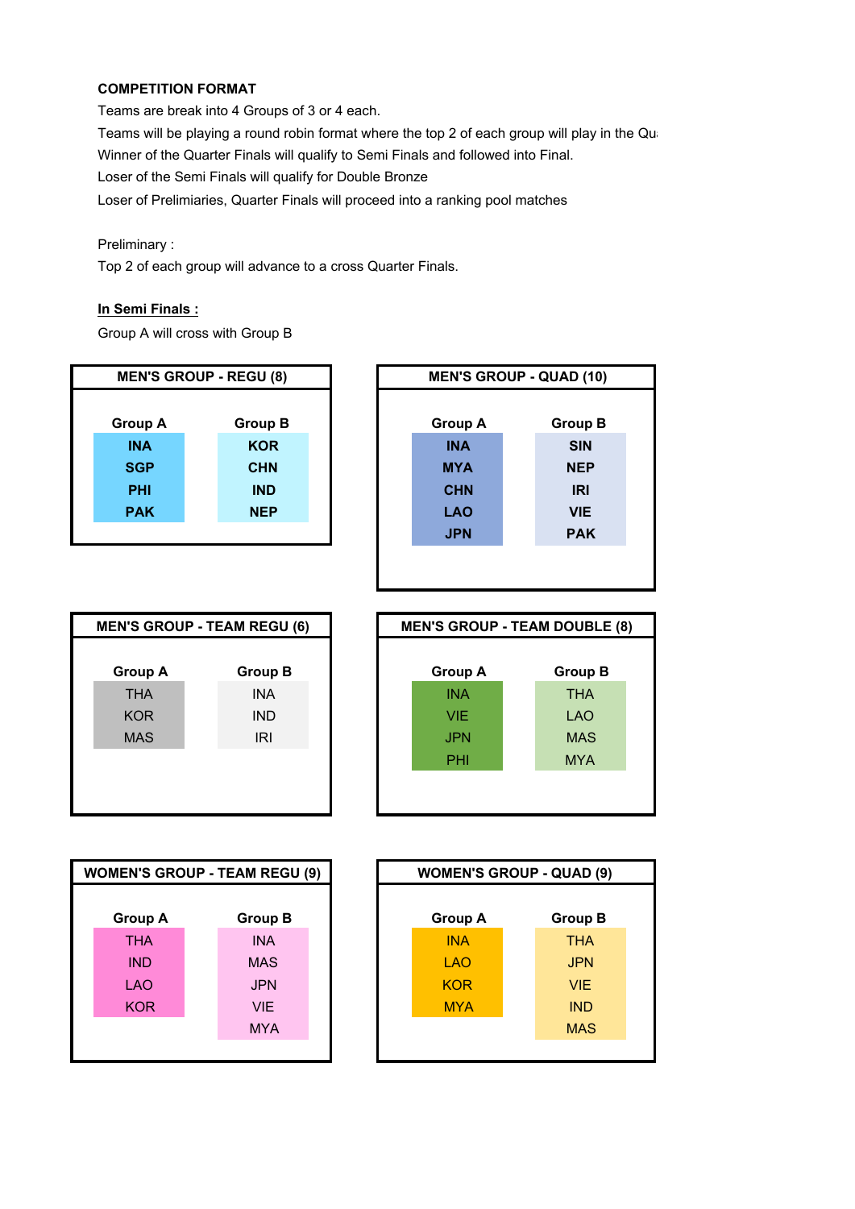**COMPETITION FORMAT**

Teams are break into 4 Groups of 3 or 4 each.

Teams will be playing a round robin format where the top 2 of each group will play in the Qu

Winner of the Quarter Finals will qualify to Semi Finals and followed into Final.

Loser of the Semi Finals will qualify for Double Bronze

Loser of Prelimiaries, Quarter Finals will proceed into a ranking pool matches

Preliminary :

Top 2 of each group will advance to a cross Quarter Finals.

**In Semi Finals :**

Group A will cross with Group B

**MEN'S GROUP - REGU (8)**

| Group A | Group B |
|---|---|
| INA | KOR |
| SGP | CHN |
| PHI | IND |
| PAK | NEP |

**MEN'S GROUP - QUAD (10)**

| Group A | Group B |
|---|---|
| INA | SIN |
| MYA | NEP |
| CHN | IRI |
| LAO | VIE |
| JPN | PAK |

**MEN'S GROUP - TEAM REGU (6)**

| Group A | Group B |
|---|---|
| THA | INA |
| KOR | IND |
| MAS | IRI |

**MEN'S GROUP - TEAM DOUBLE (8)**

| Group A | Group B |
|---|---|
| INA | THA |
| VIE | LAO |
| JPN | MAS |
| PHI | MYA |

**WOMEN'S GROUP - TEAM REGU (9)**

| Group A | Group B |
|---|---|
| THA | INA |
| IND | MAS |
| LAO | JPN |
| KOR | VIE |
| | MYA |

**WOMEN'S GROUP - QUAD (9)**

| Group A | Group B |
|---|---|
| INA | THA |
| LAO | JPN |
| KOR | VIE |
| MYA | IND |
| | MAS |